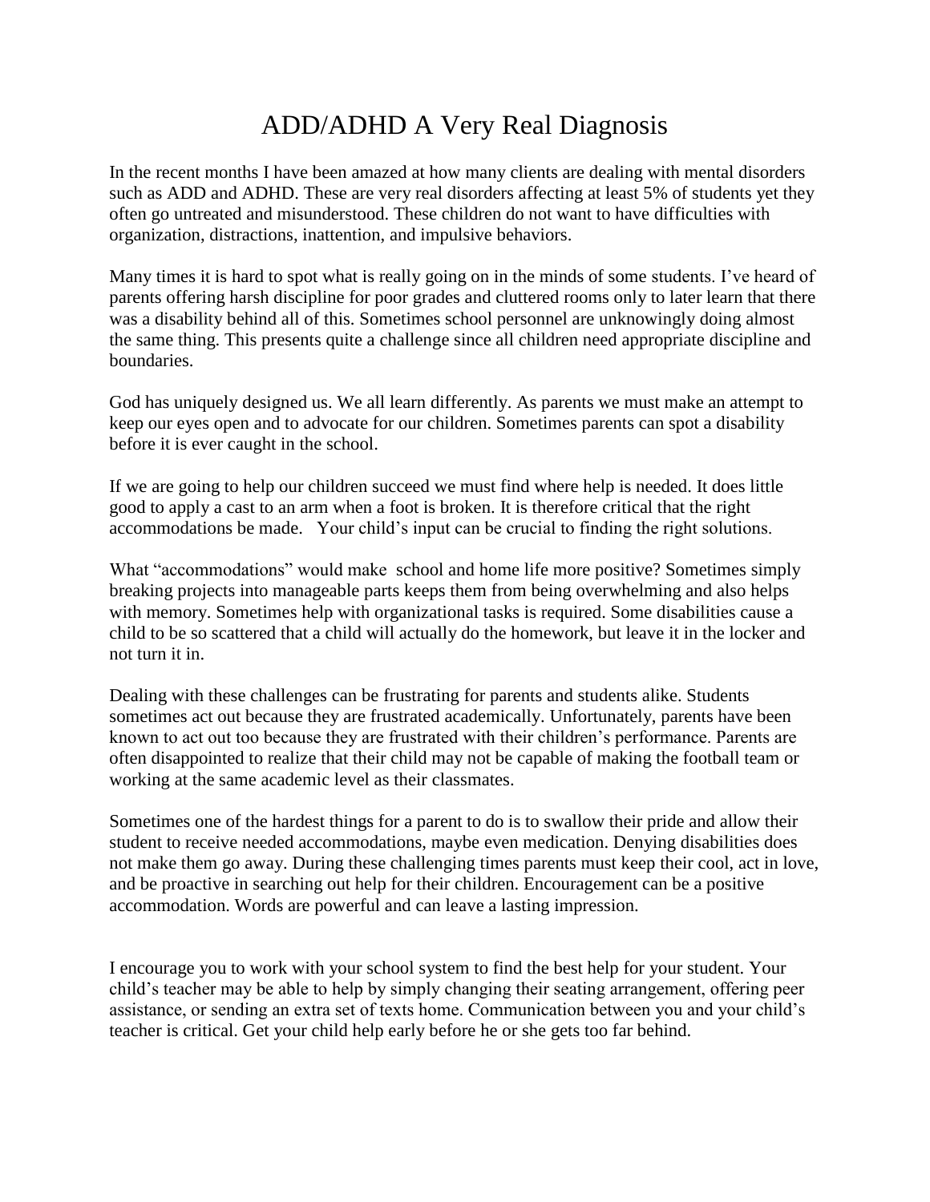# ADD/ADHD A Very Real Diagnosis

In the recent months I have been amazed at how many clients are dealing with mental disorders such as ADD and ADHD. These are very real disorders affecting at least 5% of students yet they often go untreated and misunderstood. These children do not want to have difficulties with organization, distractions, inattention, and impulsive behaviors.

Many times it is hard to spot what is really going on in the minds of some students. I've heard of parents offering harsh discipline for poor grades and cluttered rooms only to later learn that there was a disability behind all of this. Sometimes school personnel are unknowingly doing almost the same thing. This presents quite a challenge since all children need appropriate discipline and boundaries.

God has uniquely designed us. We all learn differently. As parents we must make an attempt to keep our eyes open and to advocate for our children. Sometimes parents can spot a disability before it is ever caught in the school.

If we are going to help our children succeed we must find where help is needed. It does little good to apply a cast to an arm when a foot is broken. It is therefore critical that the right accommodations be made. Your child's input can be crucial to finding the right solutions.

What "accommodations" would make school and home life more positive? Sometimes simply breaking projects into manageable parts keeps them from being overwhelming and also helps with memory. Sometimes help with organizational tasks is required. Some disabilities cause a child to be so scattered that a child will actually do the homework, but leave it in the locker and not turn it in.

Dealing with these challenges can be frustrating for parents and students alike. Students sometimes act out because they are frustrated academically. Unfortunately, parents have been known to act out too because they are frustrated with their children's performance. Parents are often disappointed to realize that their child may not be capable of making the football team or working at the same academic level as their classmates.

Sometimes one of the hardest things for a parent to do is to swallow their pride and allow their student to receive needed accommodations, maybe even medication. Denying disabilities does not make them go away. During these challenging times parents must keep their cool, act in love, and be proactive in searching out help for their children. Encouragement can be a positive accommodation. Words are powerful and can leave a lasting impression.

I encourage you to work with your school system to find the best help for your student. Your child's teacher may be able to help by simply changing their seating arrangement, offering peer assistance, or sending an extra set of texts home. Communication between you and your child's teacher is critical. Get your child help early before he or she gets too far behind.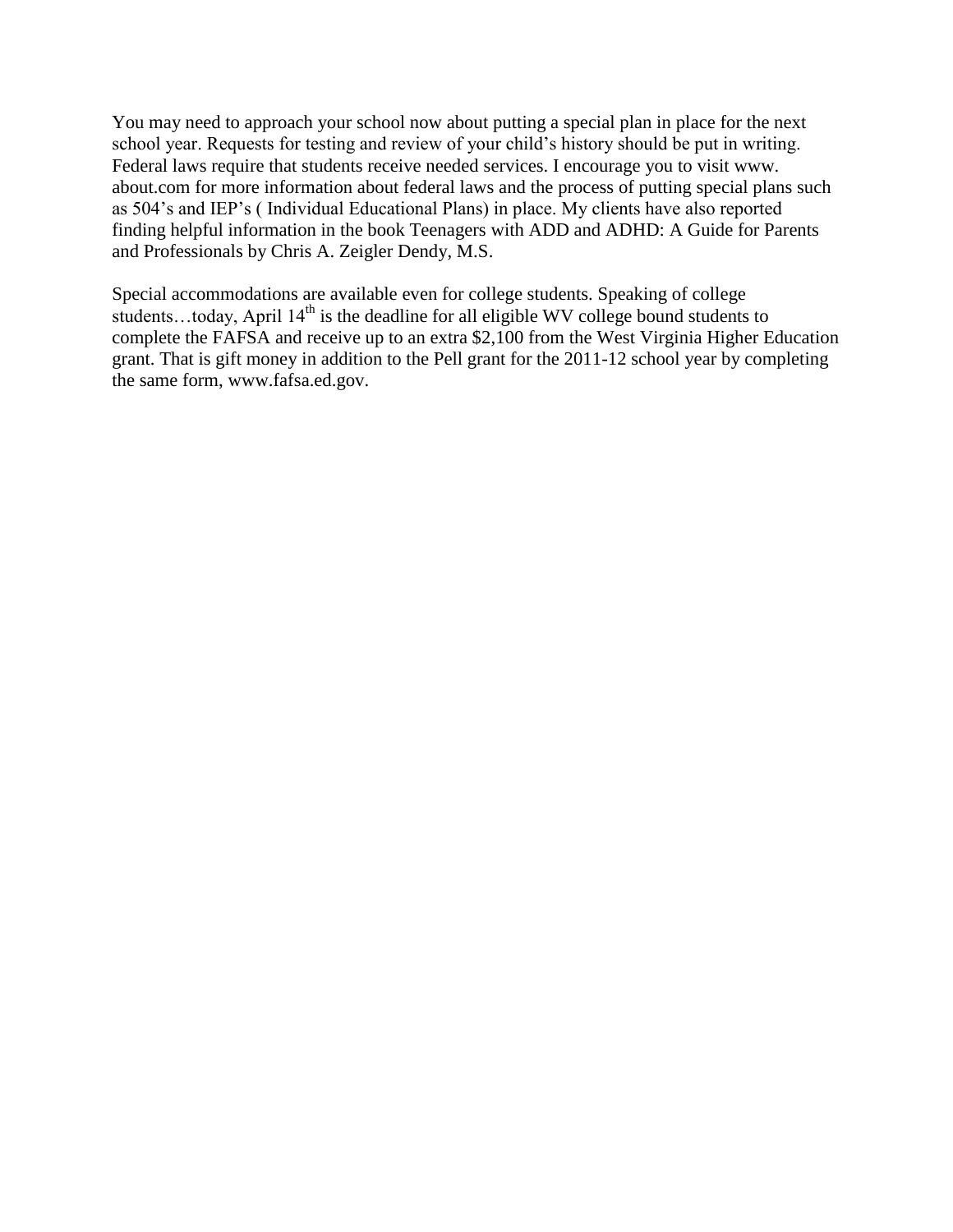You may need to approach your school now about putting a special plan in place for the next school year. Requests for testing and review of your child's history should be put in writing. Federal laws require that students receive needed services. I encourage you to visit www. about.com for more information about federal laws and the process of putting special plans such as 504's and IEP's ( Individual Educational Plans) in place. My clients have also reported finding helpful information in the book Teenagers with ADD and ADHD: A Guide for Parents and Professionals by Chris A. Zeigler Dendy, M.S.

Special accommodations are available even for college students. Speaking of college students…today, April 14th is the deadline for all eligible WV college bound students to complete the FAFSA and receive up to an extra $2,100 from the West Virginia Higher Education grant. That is gift money in addition to the Pell grant for the 2011-12 school year by completing the same form, www.fafsa.ed.gov.